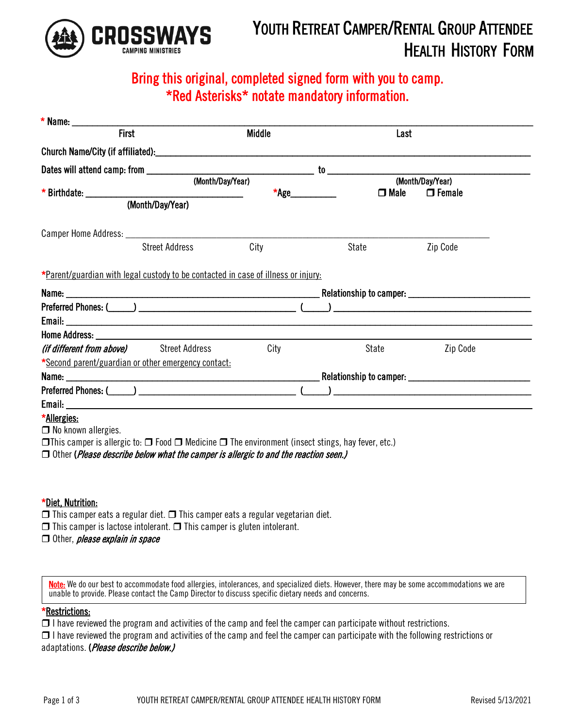CROSSWAYS
CAMPING MINISTRIES

# Youth Retreat Camper/Rental Group Attendee Health History Form

**Bring this original, completed signed form with you to camp.**
***Red Asterisks* notate mandatory information.**

\* Name: ______________________________________________
First Middle Last

Church Name/City (if affiliated):______________________________________________

Dates will attend camp: from ____________________ to ____________________
(Month/Day/Year) (Month/Day/Year)

\* Birthdate: ____________________ *Age__________ ❒ Male ❒ Female
(Month/Day/Year)

Camper Home Address: ______________________________________________
Street Address City State Zip Code

*Parent/guardian with legal custody to be contacted in case of illness or injury:

Name: ______________________________ Relationship to camper: ____________________

Preferred Phones: (_____) ____________________ (_____) ____________________

Email: ______________________________________________

Home Address: ______________________________________________
*(if different from above)* Street Address City State Zip Code

*Second parent/guardian or other emergency contact:

Name: ______________________________ Relationship to camper: ____________________

Preferred Phones: (_____) ____________________ (_____) ____________________

Email: ______________________________________________

***Allergies:***

❒ No known allergies.

❒This camper is allergic to: ❒ Food ❒ Medicine ❒ The environment (insect stings, hay fever, etc.)

❒ Other (*Please describe below what the camper is allergic to and the reaction seen.)*

***Diet, Nutrition:***

❒ This camper eats a regular diet. ❒ This camper eats a regular vegetarian diet.

❒ This camper is lactose intolerant. ❒ This camper is gluten intolerant.

❒ Other, *please explain in space*

> **Note:** We do our best to accommodate food allergies, intolerances, and specialized diets. However, there may be some accommodations we are unable to provide. Please contact the Camp Director to discuss specific dietary needs and concerns.

***Restrictions:***

❒ I have reviewed the program and activities of the camp and feel the camper can participate without restrictions.

❒ I have reviewed the program and activities of the camp and feel the camper can participate with the following restrictions or adaptations. (*Please describe below.)*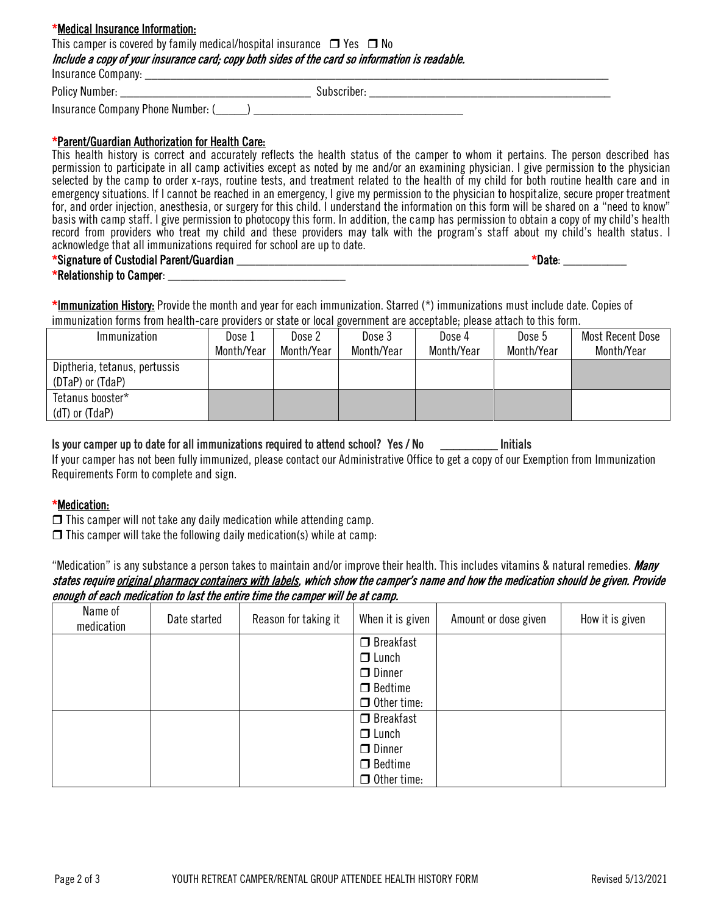**\*Medical Insurance Information:**

This camper is covered by family medical/hospital insurance ☐ Yes ☐ No

***Include a copy of your insurance card; copy both sides of the card so information is readable.***

Insurance Company: ____________________________________________________________

Policy Number: ______________________________ Subscriber: ______________________________

Insurance Company Phone Number: (_____) ______________________________

**\*Parent/Guardian Authorization for Health Care:**

This health history is correct and accurately reflects the health status of the camper to whom it pertains. The person described has permission to participate in all camp activities except as noted by me and/or an examining physician. I give permission to the physician selected by the camp to order x-rays, routine tests, and treatment related to the health of my child for both routine health care and in emergency situations. If I cannot be reached in an emergency, I give my permission to the physician to hospitalize, secure proper treatment for, and order injection, anesthesia, or surgery for this child. I understand the information on this form will be shared on a "need to know" basis with camp staff. I give permission to photocopy this form. In addition, the camp has permission to obtain a copy of my child's health record from providers who treat my child and these providers may talk with the program's staff about my child's health status. I acknowledge that all immunizations required for school are up to date.

**\*Signature of Custodial Parent/Guardian** ______________________________ **\*Date**: __________

**\*Relationship to Camper**: ______________________________

**\*Immunization History:** Provide the month and year for each immunization. Starred (\*) immunizations must include date. Copies of immunization forms from health-care providers or state or local government are acceptable; please attach to this form.

| Immunization | Dose 1 Month/Year | Dose 2 Month/Year | Dose 3 Month/Year | Dose 4 Month/Year | Dose 5 Month/Year | Most Recent Dose Month/Year |
|---|---|---|---|---|---|---|
| Diptheria, tetanus, pertussis (DTaP) or (TdaP) | | | | | | |
| Tetanus booster\* (dT) or (TdaP) | | | | | | |

**Is your camper up to date for all immunizations required to attend school? Yes / No** __________ **Initials**

If your camper has not been fully immunized, please contact our Administrative Office to get a copy of our Exemption from Immunization Requirements Form to complete and sign.

**\*Medication:**

☐ This camper will not take any daily medication while attending camp.

☐ This camper will take the following daily medication(s) while at camp:

"Medication" is any substance a person takes to maintain and/or improve their health. This includes vitamins & natural remedies. ***Many states require original pharmacy containers with labels, which show the camper's name and how the medication should be given. Provide enough of each medication to last the entire time the camper will be at camp.***

| Name of medication | Date started | Reason for taking it | When it is given | Amount or dose given | How it is given |
|---|---|---|---|---|---|
| | | | ☐ Breakfast ☐ Lunch ☐ Dinner ☐ Bedtime ☐ Other time: | | |
| | | | ☐ Breakfast ☐ Lunch ☐ Dinner ☐ Bedtime ☐ Other time: | | |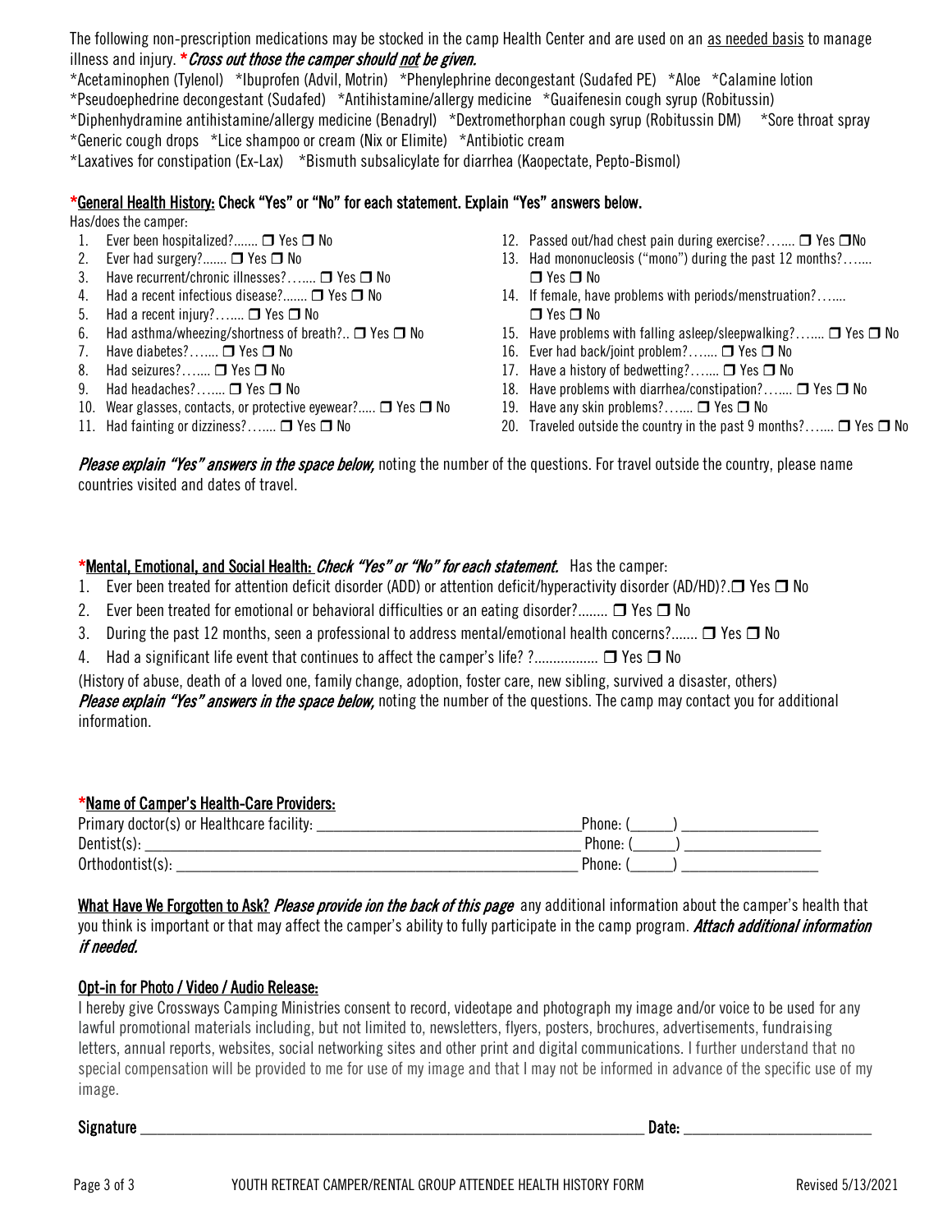The following non-prescription medications may be stocked in the camp Health Center and are used on an as needed basis to manage illness and injury. ***Cross out those the camper should not be given.***

*Acetaminophen (Tylenol) *Ibuprofen (Advil, Motrin) *Phenylephrine decongestant (Sudafed PE) *Aloe *Calamine lotion
*Pseudoephedrine decongestant (Sudafed) *Antihistamine/allergy medicine *Guaifenesin cough syrup (Robitussin)
*Diphenhydramine antihistamine/allergy medicine (Benadryl) *Dextromethorphan cough syrup (Robitussin DM) *Sore throat spray
*Generic cough drops *Lice shampoo or cream (Nix or Elimite) *Antibiotic cream
*Laxatives for constipation (Ex-Lax) *Bismuth subsalicylate for diarrhea (Kaopectate, Pepto-Bismol)

**\*General Health History: Check "Yes" or "No" for each statement. Explain "Yes" answers below.**

Has/does the camper:

1. Ever been hospitalized?....... ❒ Yes ❒ No
2. Ever had surgery?....... ❒ Yes ❒ No
3. Have recurrent/chronic illnesses?….... ❒ Yes ❒ No
4. Had a recent infectious disease?....... ❒ Yes ❒ No
5. Had a recent injury?….... ❒ Yes ❒ No
6. Had asthma/wheezing/shortness of breath?.. ❒ Yes ❒ No
7. Have diabetes?….... ❒ Yes ❒ No
8. Had seizures?….... ❒ Yes ❒ No
9. Had headaches?….... ❒ Yes ❒ No
10. Wear glasses, contacts, or protective eyewear?..... ❒ Yes ❒ No
11. Had fainting or dizziness?….... ❒ Yes ❒ No
12. Passed out/had chest pain during exercise?….... ❒ Yes ❒ No
13. Had mononucleosis ("mono") during the past 12 months?….... ❒ Yes ❒ No
14. If female, have problems with periods/menstruation?….... ❒ Yes ❒ No
15. Have problems with falling asleep/sleepwalking?….... ❒ Yes ❒ No
16. Ever had back/joint problem?….... ❒ Yes ❒ No
17. Have a history of bedwetting?….... ❒ Yes ❒ No
18. Have problems with diarrhea/constipation?….... ❒ Yes ❒ No
19. Have any skin problems?….... ❒ Yes ❒ No
20. Traveled outside the country in the past 9 months?….... ❒ Yes ❒ No

*Please explain "Yes" answers in the space below,* noting the number of the questions. For travel outside the country, please name countries visited and dates of travel.

**\*Mental, Emotional, and Social Health:** *Check "Yes" or "No" for each statement.* Has the camper:

1. Ever been treated for attention deficit disorder (ADD) or attention deficit/hyperactivity disorder (AD/HD)?.❒ Yes ❒ No
2. Ever been treated for emotional or behavioral difficulties or an eating disorder?........ ❒ Yes ❒ No
3. During the past 12 months, seen a professional to address mental/emotional health concerns?....... ❒ Yes ❒ No
4. Had a significant life event that continues to affect the camper's life? ?................. ❒ Yes ❒ No

(History of abuse, death of a loved one, family change, adoption, foster care, new sibling, survived a disaster, others)
*Please explain "Yes" answers in the space below,* noting the number of the questions. The camp may contact you for additional information.

**\*Name of Camper's Health-Care Providers:**

Primary doctor(s) or Healthcare facility: ______________________________ Phone: (_____) ________________
Dentist(s): ______________________________ Phone: (_____) ________________
Orthodontist(s): ______________________________ Phone: (_____) ________________

**What Have We Forgotten to Ask?** *Please provide ion the back of this page* any additional information about the camper's health that you think is important or that may affect the camper's ability to fully participate in the camp program. ***Attach additional information if needed.***

**Opt-in for Photo / Video / Audio Release:**

I hereby give Crossways Camping Ministries consent to record, videotape and photograph my image and/or voice to be used for any lawful promotional materials including, but not limited to, newsletters, flyers, posters, brochures, advertisements, fundraising letters, annual reports, websites, social networking sites and other print and digital communications. I further understand that no special compensation will be provided to me for use of my image and that I may not be informed in advance of the specific use of my image.

**Signature** ______________________________________________ **Date:** ____________________